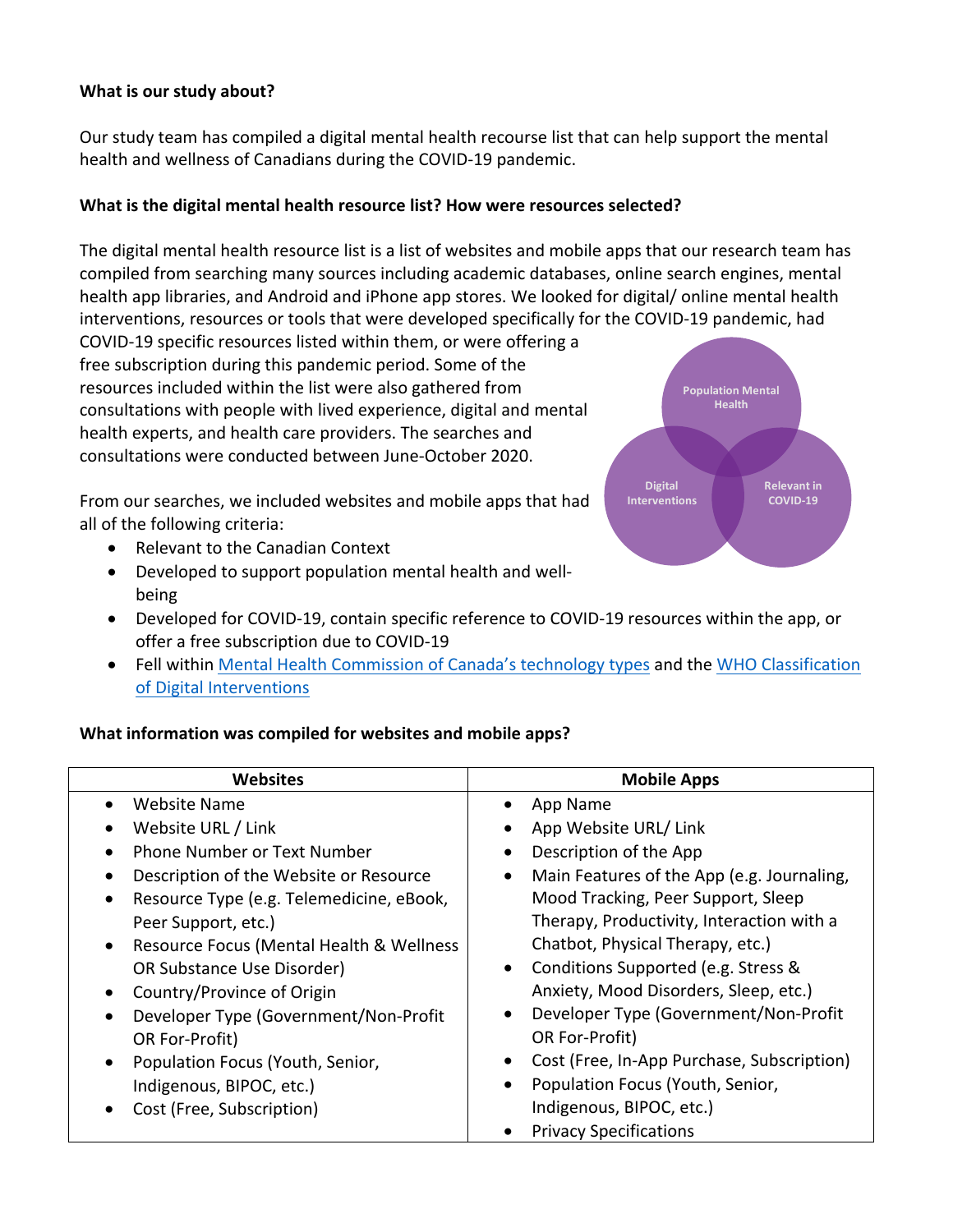**What is our study about?**

Our study team has compiled a digital mental health recourse list that can help support the mental health and wellness of Canadians during the COVID-19 pandemic.

**What is the digital mental health resource list? How were resources selected?**

The digital mental health resource list is a list of websites and mobile apps that our research team has compiled from searching many sources including academic databases, online search engines, mental health app libraries, and Android and iPhone app stores. We looked for digital/ online mental health interventions, resources or tools that were developed specifically for the COVID-19 pandemic, had COVID-19 specific resources listed within them, or were offering a free subscription during this pandemic period. Some of the resources included within the list were also gathered from consultations with people with lived experience, digital and mental health experts, and health care providers. The searches and consultations were conducted between June-October 2020.

Population Mental Health

Digital Interventions

Relevant in COVID-19

From our searches, we included websites and mobile apps that had all of the following criteria:

- Relevant to the Canadian Context
- Developed to support population mental health and well-being
- Developed for COVID-19, contain specific reference to COVID-19 resources within the app, or offer a free subscription due to COVID-19
- Fell within Mental Health Commission of Canada's technology types and the WHO Classification of Digital Interventions

**What information was compiled for websites and mobile apps?**

| Websites | Mobile Apps |
|---|---|
| • Website Name<br>• Website URL / Link<br>• Phone Number or Text Number<br>• Description of the Website or Resource<br>• Resource Type (e.g. Telemedicine, eBook, Peer Support, etc.)<br>• Resource Focus (Mental Health & Wellness OR Substance Use Disorder)<br>• Country/Province of Origin<br>• Developer Type (Government/Non-Profit OR For-Profit)<br>• Population Focus (Youth, Senior, Indigenous, BIPOC, etc.)<br>• Cost (Free, Subscription) | • App Name<br>• App Website URL/ Link<br>• Description of the App<br>• Main Features of the App (e.g. Journaling, Mood Tracking, Peer Support, Sleep Therapy, Productivity, Interaction with a Chatbot, Physical Therapy, etc.)<br>• Conditions Supported (e.g. Stress & Anxiety, Mood Disorders, Sleep, etc.)<br>• Developer Type (Government/Non-Profit OR For-Profit)<br>• Cost (Free, In-App Purchase, Subscription)<br>• Population Focus (Youth, Senior, Indigenous, BIPOC, etc.)<br>• Privacy Specifications |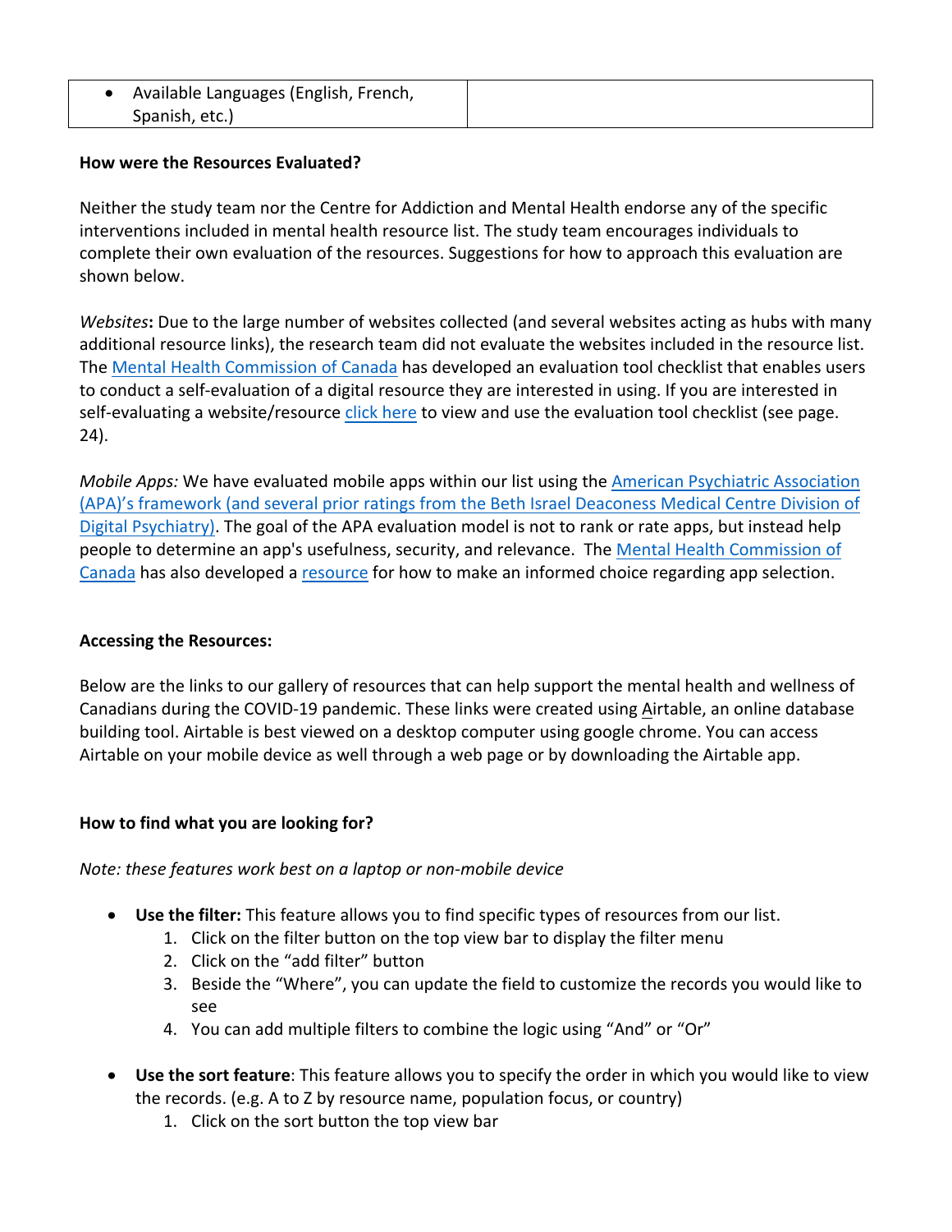| • Available Languages (English, French, Spanish, etc.) | |
|---|---|

**How were the Resources Evaluated?**

Neither the study team nor the Centre for Addiction and Mental Health endorse any of the specific interventions included in mental health resource list. The study team encourages individuals to complete their own evaluation of the resources. Suggestions for how to approach this evaluation are shown below.

*Websites***:** Due to the large number of websites collected (and several websites acting as hubs with many additional resource links), the research team did not evaluate the websites included in the resource list. The Mental Health Commission of Canada has developed an evaluation tool checklist that enables users to conduct a self-evaluation of a digital resource they are interested in using. If you are interested in self-evaluating a website/resource click here to view and use the evaluation tool checklist (see page. 24).

*Mobile Apps:* We have evaluated mobile apps within our list using the American Psychiatric Association (APA)'s framework (and several prior ratings from the Beth Israel Deaconess Medical Centre Division of Digital Psychiatry). The goal of the APA evaluation model is not to rank or rate apps, but instead help people to determine an app's usefulness, security, and relevance. The Mental Health Commission of Canada has also developed a resource for how to make an informed choice regarding app selection.

**Accessing the Resources:**

Below are the links to our gallery of resources that can help support the mental health and wellness of Canadians during the COVID-19 pandemic. These links were created using Airtable, an online database building tool. Airtable is best viewed on a desktop computer using google chrome. You can access Airtable on your mobile device as well through a web page or by downloading the Airtable app.

**How to find what you are looking for?**

*Note: these features work best on a laptop or non-mobile device*

- **Use the filter:** This feature allows you to find specific types of resources from our list.
  1. Click on the filter button on the top view bar to display the filter menu
  2. Click on the "add filter" button
  3. Beside the "Where", you can update the field to customize the records you would like to see
  4. You can add multiple filters to combine the logic using "And" or "Or"

- **Use the sort feature**: This feature allows you to specify the order in which you would like to view the records. (e.g. A to Z by resource name, population focus, or country)
  1. Click on the sort button the top view bar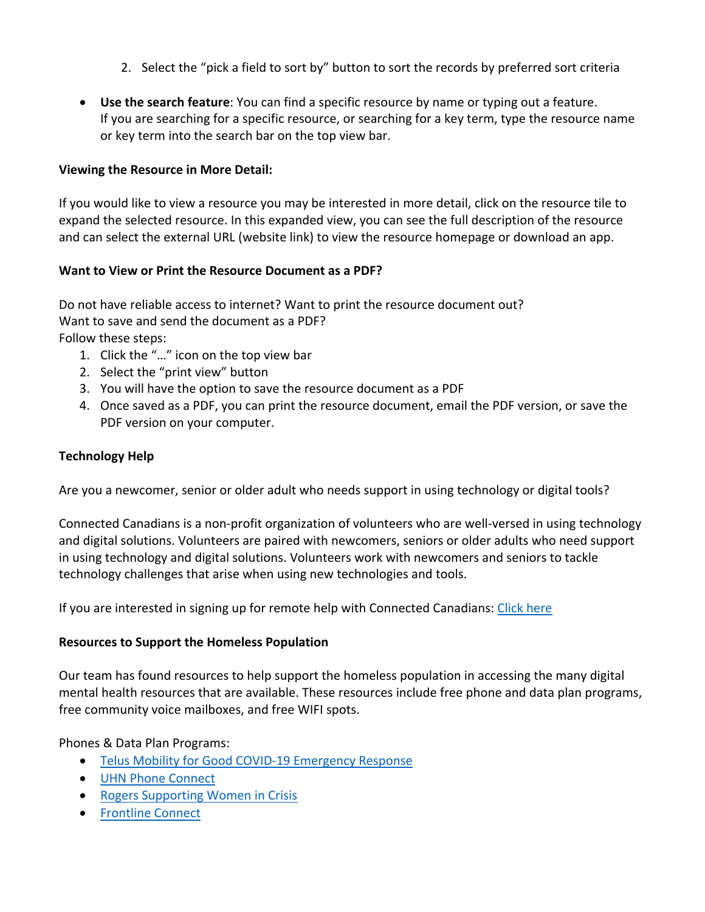2. Select the "pick a field to sort by" button to sort the records by preferred sort criteria

- **Use the search feature**: You can find a specific resource by name or typing out a feature. If you are searching for a specific resource, or searching for a key term, type the resource name or key term into the search bar on the top view bar.

**Viewing the Resource in More Detail:**

If you would like to view a resource you may be interested in more detail, click on the resource tile to expand the selected resource. In this expanded view, you can see the full description of the resource and can select the external URL (website link) to view the resource homepage or download an app.

**Want to View or Print the Resource Document as a PDF?**

Do not have reliable access to internet? Want to print the resource document out?
Want to save and send the document as a PDF?
Follow these steps:

1. Click the "…" icon on the top view bar
2. Select the "print view" button
3. You will have the option to save the resource document as a PDF
4. Once saved as a PDF, you can print the resource document, email the PDF version, or save the PDF version on your computer.

**Technology Help**

Are you a newcomer, senior or older adult who needs support in using technology or digital tools?

Connected Canadians is a non-profit organization of volunteers who are well-versed in using technology and digital solutions. Volunteers are paired with newcomers, seniors or older adults who need support in using technology and digital solutions. Volunteers work with newcomers and seniors to tackle technology challenges that arise when using new technologies and tools.

If you are interested in signing up for remote help with Connected Canadians: Click here

**Resources to Support the Homeless Population**

Our team has found resources to help support the homeless population in accessing the many digital mental health resources that are available. These resources include free phone and data plan programs, free community voice mailboxes, and free WIFI spots.

Phones & Data Plan Programs:

- Telus Mobility for Good COVID-19 Emergency Response
- UHN Phone Connect
- Rogers Supporting Women in Crisis
- Frontline Connect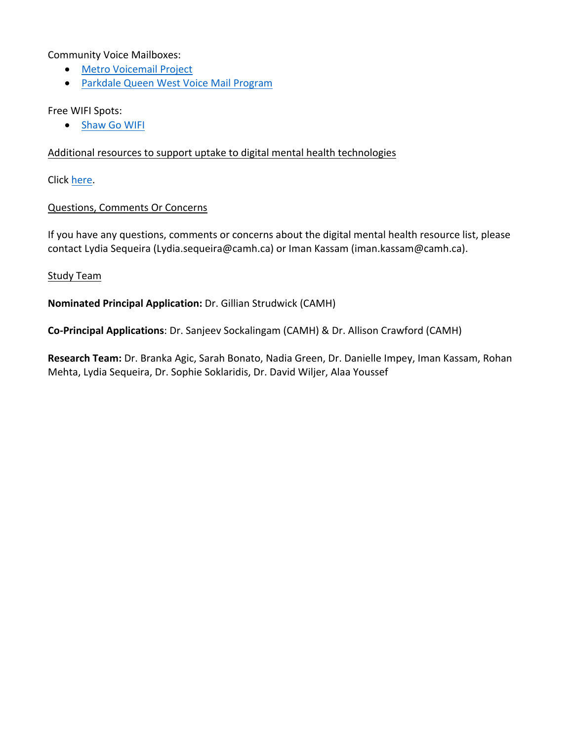Community Voice Mailboxes:

- Metro Voicemail Project
- Parkdale Queen West Voice Mail Program

Free WIFI Spots:

- Shaw Go WIFI

Additional resources to support uptake to digital mental health technologies

Click here.

Questions, Comments Or Concerns

If you have any questions, comments or concerns about the digital mental health resource list, please contact Lydia Sequeira (Lydia.sequeira@camh.ca) or Iman Kassam (iman.kassam@camh.ca).

Study Team

**Nominated Principal Application:** Dr. Gillian Strudwick (CAMH)

**Co-Principal Applications**: Dr. Sanjeev Sockalingam (CAMH) & Dr. Allison Crawford (CAMH)

**Research Team:** Dr. Branka Agic, Sarah Bonato, Nadia Green, Dr. Danielle Impey, Iman Kassam, Rohan Mehta, Lydia Sequeira, Dr. Sophie Soklaridis, Dr. David Wiljer, Alaa Youssef